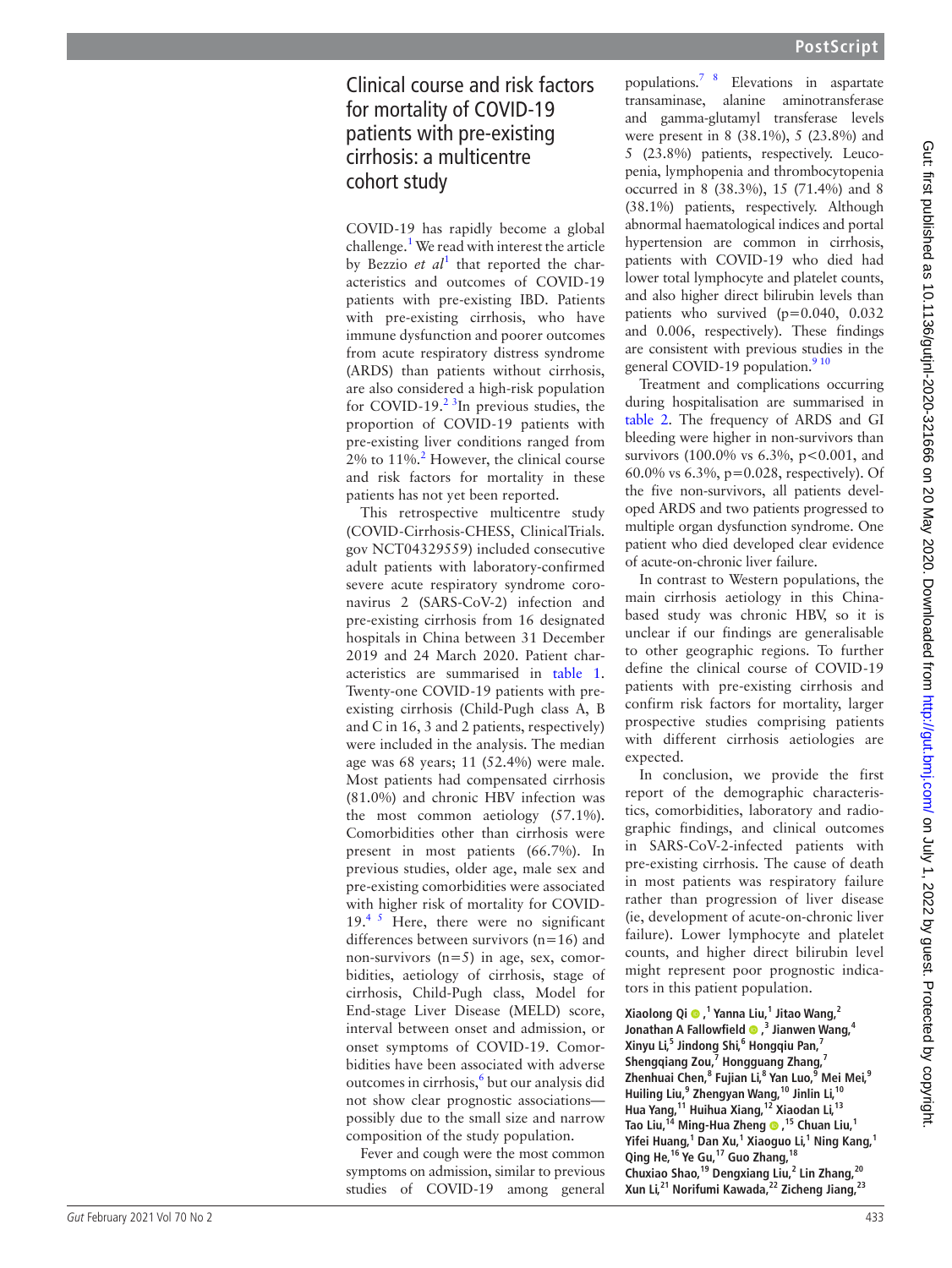# Clinical course and risk factors for mortality of COVID-19 patients with pre-existing cirrhosis: a multicentre cohort study

COVID-19 has rapidly become a global challenge.[1] We read with interest the article by Bezzio *et al*[1] that reported the characteristics and outcomes of COVID-19 patients with pre-existing IBD. Patients with pre-existing cirrhosis, who have immune dysfunction and poorer outcomes from acute respiratory distress syndrome (ARDS) than patients without cirrhosis, are also considered a high-risk population for COVID-19.[2 3] In previous studies, the proportion of COVID-19 patients with pre-existing liver conditions ranged from 2% to 11%.[2] However, the clinical course and risk factors for mortality in these patients has not yet been reported.

This retrospective multicentre study (COVID-Cirrhosis-CHESS, ClinicalTrials.gov NCT04329559) included consecutive adult patients with laboratory-confirmed severe acute respiratory syndrome coronavirus 2 (SARS-CoV-2) infection and pre-existing cirrhosis from 16 designated hospitals in China between 31 December 2019 and 24 March 2020. Patient characteristics are summarised in table 1. Twenty-one COVID-19 patients with pre-existing cirrhosis (Child-Pugh class A, B and C in 16, 3 and 2 patients, respectively) were included in the analysis. The median age was 68 years; 11 (52.4%) were male. Most patients had compensated cirrhosis (81.0%) and chronic HBV infection was the most common aetiology (57.1%). Comorbidities other than cirrhosis were present in most patients (66.7%). In previous studies, older age, male sex and pre-existing comorbidities were associated with higher risk of mortality for COVID-19.[4 5] Here, there were no significant differences between survivors (n=16) and non-survivors (n=5) in age, sex, comorbidities, aetiology of cirrhosis, stage of cirrhosis, Child-Pugh class, Model for End-stage Liver Disease (MELD) score, interval between onset and admission, or onset symptoms of COVID-19. Comorbidities have been associated with adverse outcomes in cirrhosis,[6] but our analysis did not show clear prognostic associations—possibly due to the small size and narrow composition of the study population.

Fever and cough were the most common symptoms on admission, similar to previous studies of COVID-19 among general populations.[7 8] Elevations in aspartate transaminase, alanine aminotransferase and gamma-glutamyl transferase levels were present in 8 (38.1%), 5 (23.8%) and 5 (23.8%) patients, respectively. Leucopenia, lymphopenia and thrombocytopenia occurred in 8 (38.3%), 15 (71.4%) and 8 (38.1%) patients, respectively. Although abnormal haematological indices and portal hypertension are common in cirrhosis, patients with COVID-19 who died had lower total lymphocyte and platelet counts, and also higher direct bilirubin levels than patients who survived (p=0.040, 0.032 and 0.006, respectively). These findings are consistent with previous studies in the general COVID-19 population.[9 10]

Treatment and complications occurring during hospitalisation are summarised in table 2. The frequency of ARDS and GI bleeding were higher in non-survivors than survivors (100.0% vs 6.3%, p<0.001, and 60.0% vs 6.3%, p=0.028, respectively). Of the five non-survivors, all patients developed ARDS and two patients progressed to multiple organ dysfunction syndrome. One patient who died developed clear evidence of acute-on-chronic liver failure.

In contrast to Western populations, the main cirrhosis aetiology in this China-based study was chronic HBV, so it is unclear if our findings are generalisable to other geographic regions. To further define the clinical course of COVID-19 patients with pre-existing cirrhosis and confirm risk factors for mortality, larger prospective studies comprising patients with different cirrhosis aetiologies are expected.

In conclusion, we provide the first report of the demographic characteristics, comorbidities, laboratory and radiographic findings, and clinical outcomes in SARS-CoV-2-infected patients with pre-existing cirrhosis. The cause of death in most patients was respiratory failure rather than progression of liver disease (ie, development of acute-on-chronic liver failure). Lower lymphocyte and platelet counts, and higher direct bilirubin level might represent poor prognostic indicators in this patient population.

**Xiaolong Qi,[1] Yanna Liu,[1] Jitao Wang,[2] Jonathan A Fallowfield,[3] Jianwen Wang,[4] Xinyu Li,[5] Jindong Shi,[6] Hongqiu Pan,[7] Shengqiang Zou,[7] Hongguang Zhang,[7] Zhenhuai Chen,[8] Fujian Li,[8] Yan Luo,[9] Mei Mei,[9] Huiling Liu,[9] Zhengyan Wang,[10] Jinlin Li,[10] Hua Yang,[11] Huihua Xiang,[12] Xiaodan Li,[13] Tao Liu,[14] Ming-Hua Zheng,[15] Chuan Liu,[1] Yifei Huang,[1] Dan Xu,[1] Xiaoguo Li,[1] Ning Kang,[1] Qing He,[16] Ye Gu,[17] Guo Zhang,[18] Chuxiao Shao,[19] Dengxiang Liu,[2] Lin Zhang,[20] Xun Li,[21] Norifumi Kawada,[22] Zicheng Jiang,[23]**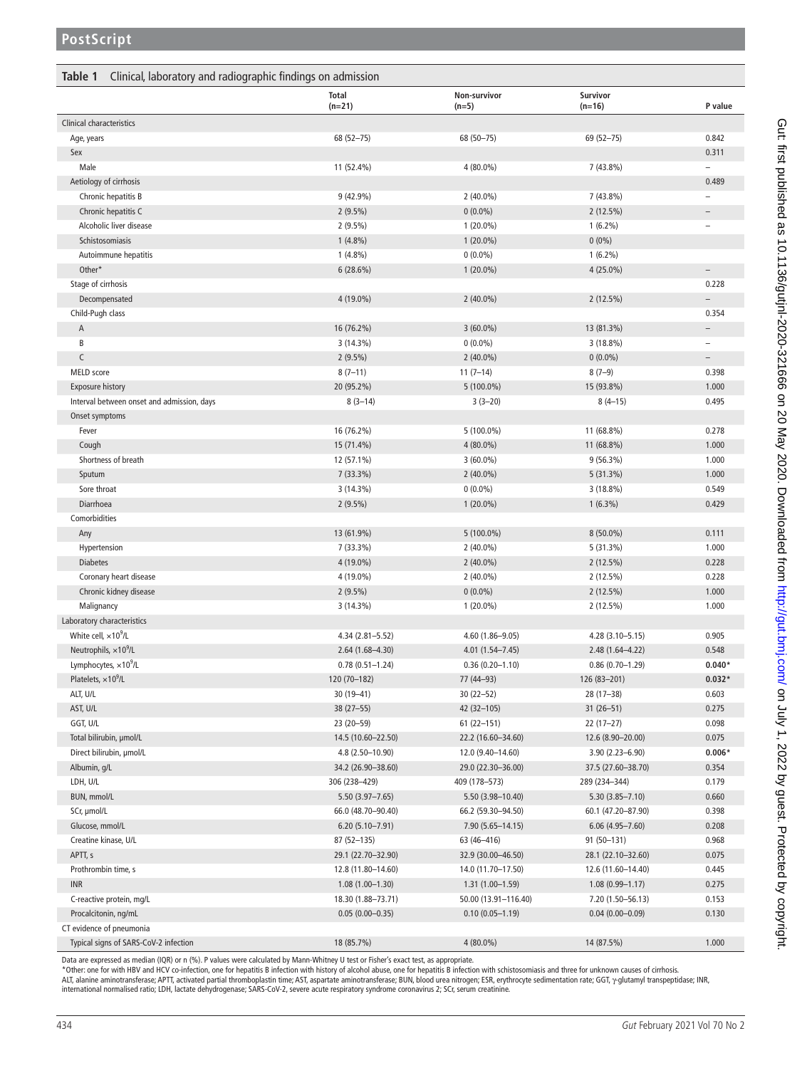**Table 1** Clinical, laboratory and radiographic findings on admission

| | Total (n=21) | Non-survivor (n=5) | Survivor (n=16) | P value |
|---|---|---|---|---|
| Clinical characteristics | | | | |
| Age, years | 68 (52–75) | 68 (50–75) | 69 (52–75) | 0.842 |
| Sex | | | | 0.311 |
| Male | 11 (52.4%) | 4 (80.0%) | 7 (43.8%) | – |
| Aetiology of cirrhosis | | | | 0.489 |
| Chronic hepatitis B | 9 (42.9%) | 2 (40.0%) | 7 (43.8%) | – |
| Chronic hepatitis C | 2 (9.5%) | 0 (0.0%) | 2 (12.5%) | – |
| Alcoholic liver disease | 2 (9.5%) | 1 (20.0%) | 1 (6.2%) | – |
| Schistosomiasis | 1 (4.8%) | 1 (20.0%) | 0 (0%) | |
| Autoimmune hepatitis | 1 (4.8%) | 0 (0.0%) | 1 (6.2%) | |
| Other* | 6 (28.6%) | 1 (20.0%) | 4 (25.0%) | – |
| Stage of cirrhosis | | | | 0.228 |
| Decompensated | 4 (19.0%) | 2 (40.0%) | 2 (12.5%) | – |
| Child-Pugh class | | | | 0.354 |
| A | 16 (76.2%) | 3 (60.0%) | 13 (81.3%) | – |
| B | 3 (14.3%) | 0 (0.0%) | 3 (18.8%) | – |
| C | 2 (9.5%) | 2 (40.0%) | 0 (0.0%) | – |
| MELD score | 8 (7–11) | 11 (7–14) | 8 (7–9) | 0.398 |
| Exposure history | 20 (95.2%) | 5 (100.0%) | 15 (93.8%) | 1.000 |
| Interval between onset and admission, days | 8 (3–14) | 3 (3–20) | 8 (4–15) | 0.495 |
| Onset symptoms | | | | |
| Fever | 16 (76.2%) | 5 (100.0%) | 11 (68.8%) | 0.278 |
| Cough | 15 (71.4%) | 4 (80.0%) | 11 (68.8%) | 1.000 |
| Shortness of breath | 12 (57.1%) | 3 (60.0%) | 9 (56.3%) | 1.000 |
| Sputum | 7 (33.3%) | 2 (40.0%) | 5 (31.3%) | 1.000 |
| Sore throat | 3 (14.3%) | 0 (0.0%) | 3 (18.8%) | 0.549 |
| Diarrhoea | 2 (9.5%) | 1 (20.0%) | 1 (6.3%) | 0.429 |
| Comorbidities | | | | |
| Any | 13 (61.9%) | 5 (100.0%) | 8 (50.0%) | 0.111 |
| Hypertension | 7 (33.3%) | 2 (40.0%) | 5 (31.3%) | 1.000 |
| Diabetes | 4 (19.0%) | 2 (40.0%) | 2 (12.5%) | 0.228 |
| Coronary heart disease | 4 (19.0%) | 2 (40.0%) | 2 (12.5%) | 0.228 |
| Chronic kidney disease | 2 (9.5%) | 0 (0.0%) | 2 (12.5%) | 1.000 |
| Malignancy | 3 (14.3%) | 1 (20.0%) | 2 (12.5%) | 1.000 |
| Laboratory characteristics | | | | |
| White cell, $\times 10^9$/L | 4.34 (2.81–5.52) | 4.60 (1.86–9.05) | 4.28 (3.10–5.15) | 0.905 |
| Neutrophils, $\times 10^9$/L | 2.64 (1.68–4.30) | 4.01 (1.54–7.45) | 2.48 (1.64–4.22) | 0.548 |
| Lymphocytes, $\times 10^9$/L | 0.78 (0.51–1.24) | 0.36 (0.20–1.10) | 0.86 (0.70–1.29) | **0.040*** |
| Platelets, $\times 10^9$/L | 120 (70–182) | 77 (44–93) | 126 (83–201) | **0.032*** |
| ALT, U/L | 30 (19–41) | 30 (22–52) | 28 (17–38) | 0.603 |
| AST, U/L | 38 (27–55) | 42 (32–105) | 31 (26–51) | 0.275 |
| GGT, U/L | 23 (20–59) | 61 (22–151) | 22 (17–27) | 0.098 |
| Total bilirubin, µmol/L | 14.5 (10.60–22.50) | 22.2 (16.60–34.60) | 12.6 (8.90–20.00) | 0.075 |
| Direct bilirubin, µmol/L | 4.8 (2.50–10.90) | 12.0 (9.40–14.60) | 3.90 (2.23–6.90) | **0.006*** |
| Albumin, g/L | 34.2 (26.90–38.60) | 29.0 (22.30–36.00) | 37.5 (27.60–38.70) | 0.354 |
| LDH, U/L | 306 (238–429) | 409 (178–573) | 289 (234–344) | 0.179 |
| BUN, mmol/L | 5.50 (3.97–7.65) | 5.50 (3.98–10.40) | 5.30 (3.85–7.10) | 0.660 |
| SCr, µmol/L | 66.0 (48.70–90.40) | 66.2 (59.30–94.50) | 60.1 (47.20–87.90) | 0.398 |
| Glucose, mmol/L | 6.20 (5.10–7.91) | 7.90 (5.65–14.15) | 6.06 (4.95–7.60) | 0.208 |
| Creatine kinase, U/L | 87 (52–135) | 63 (46–416) | 91 (50–131) | 0.968 |
| APTT, s | 29.1 (22.70–32.90) | 32.9 (30.00–46.50) | 28.1 (22.10–32.60) | 0.075 |
| Prothrombin time, s | 12.8 (11.80–14.60) | 14.0 (11.70–17.50) | 12.6 (11.60–14.40) | 0.445 |
| INR | 1.08 (1.00–1.30) | 1.31 (1.00–1.59) | 1.08 (0.99–1.17) | 0.275 |
| C-reactive protein, mg/L | 18.30 (1.88–73.71) | 50.00 (13.91–116.40) | 7.20 (1.50–56.13) | 0.153 |
| Procalcitonin, ng/mL | 0.05 (0.00–0.35) | 0.10 (0.05–1.19) | 0.04 (0.00–0.09) | 0.130 |
| CT evidence of pneumonia | | | | |
| Typical signs of SARS-CoV-2 infection | 18 (85.7%) | 4 (80.0%) | 14 (87.5%) | 1.000 |

Data are expressed as median (IQR) or n (%). P values were calculated by Mann-Whitney U test or Fisher's exact test, as appropriate.
*Other: one for with HBV and HCV co-infection, one for hepatitis B infection with history of alcohol abuse, one for hepatitis B infection with schistosomiasis and three for unknown causes of cirrhosis.
ALT, alanine aminotransferase; APTT, activated partial thromboplastin time; AST, aspartate aminotransferase; BUN, blood urea nitrogen; ESR, erythrocyte sedimentation rate; GGT, γ-glutamyl transpeptidase; INR, international normalised ratio; LDH, lactate dehydrogenase; SARS-CoV-2, severe acute respiratory syndrome coronavirus 2; SCr, serum creatinine.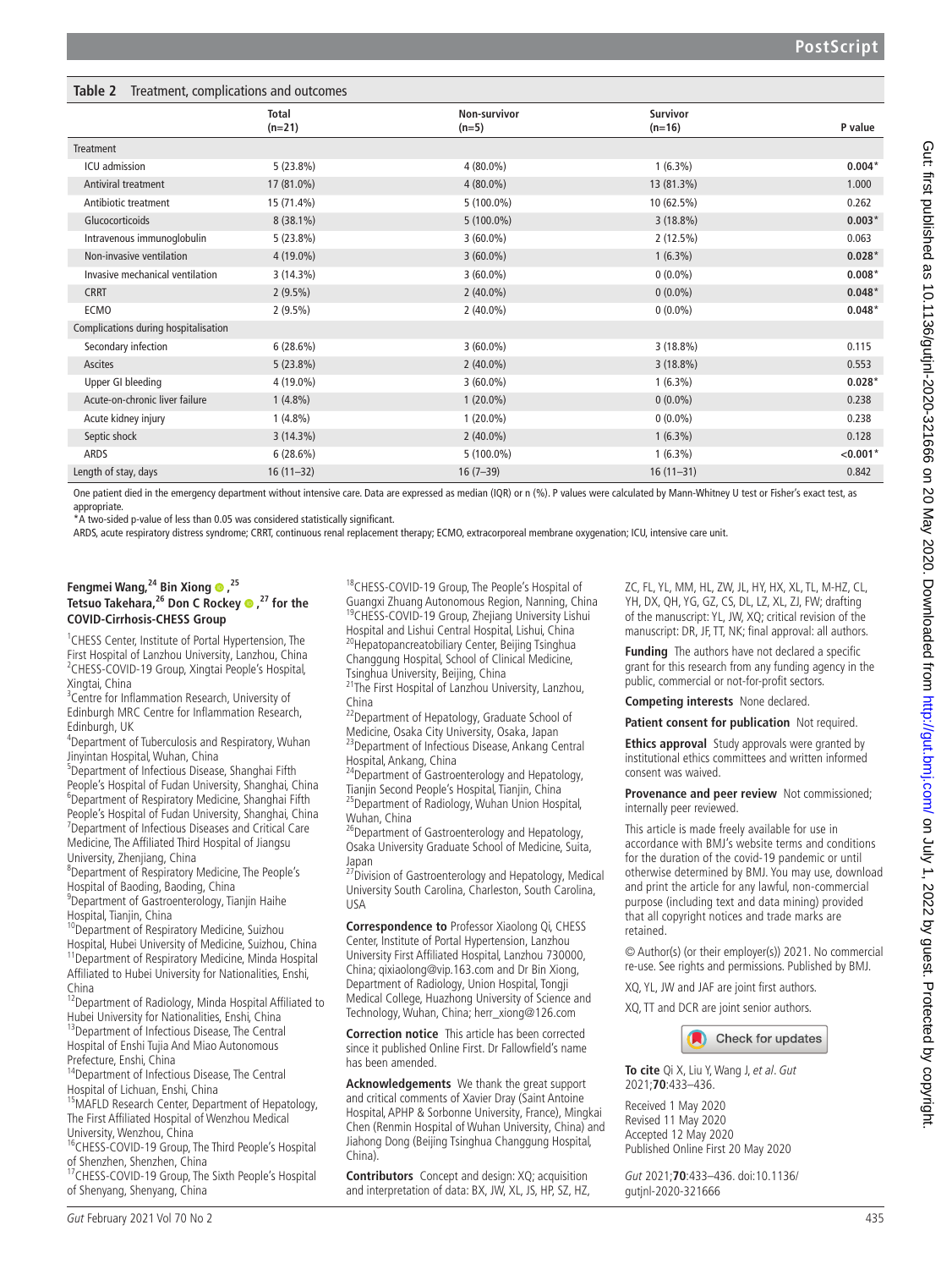**Table 2** Treatment, complications and outcomes

| | Total (n=21) | Non-survivor (n=5) | Survivor (n=16) | P value |
|---|---|---|---|---|
| Treatment | | | | |
| ICU admission | 5 (23.8%) | 4 (80.0%) | 1 (6.3%) | **0.004***|
| Antiviral treatment | 17 (81.0%) | 4 (80.0%) | 13 (81.3%) | 1.000 |
| Antibiotic treatment | 15 (71.4%) | 5 (100.0%) | 10 (62.5%) | 0.262 |
| Glucocorticoids | 8 (38.1%) | 5 (100.0%) | 3 (18.8%) | **0.003*** |
| Intravenous immunoglobulin | 5 (23.8%) | 3 (60.0%) | 2 (12.5%) | 0.063 |
| Non-invasive ventilation | 4 (19.0%) | 3 (60.0%) | 1 (6.3%) | **0.028*** |
| Invasive mechanical ventilation | 3 (14.3%) | 3 (60.0%) | 0 (0.0%) | **0.008*** |
| CRRT | 2 (9.5%) | 2 (40.0%) | 0 (0.0%) | **0.048*** |
| ECMO | 2 (9.5%) | 2 (40.0%) | 0 (0.0%) | **0.048*** |
| Complications during hospitalisation | | | | |
| Secondary infection | 6 (28.6%) | 3 (60.0%) | 3 (18.8%) | 0.115 |
| Ascites | 5 (23.8%) | 2 (40.0%) | 3 (18.8%) | 0.553 |
| Upper GI bleeding | 4 (19.0%) | 3 (60.0%) | 1 (6.3%) | **0.028*** |
| Acute-on-chronic liver failure | 1 (4.8%) | 1 (20.0%) | 0 (0.0%) | 0.238 |
| Acute kidney injury | 1 (4.8%) | 1 (20.0%) | 0 (0.0%) | 0.238 |
| Septic shock | 3 (14.3%) | 2 (40.0%) | 1 (6.3%) | 0.128 |
| ARDS | 6 (28.6%) | 5 (100.0%) | 1 (6.3%) | **<0.001*** |
| Length of stay, days | 16 (11–32) | 16 (7–39) | 16 (11–31) | 0.842 |

One patient died in the emergency department without intensive care. Data are expressed as median (IQR) or n (%). P values were calculated by Mann-Whitney U test or Fisher's exact test, as appropriate.
*A two-sided p-value of less than 0.05 was considered statistically significant.
ARDS, acute respiratory distress syndrome; CRRT, continuous renal replacement therapy; ECMO, extracorporeal membrane oxygenation; ICU, intensive care unit.

**Fengmei Wang,[24] Bin Xiong,[25] Tetsuo Takehara,[26] Don C Rockey,[27] for the COVID-Cirrhosis-CHESS Group**

[1]CHESS Center, Institute of Portal Hypertension, The First Hospital of Lanzhou University, Lanzhou, China
[2]CHESS-COVID-19 Group, Xingtai People's Hospital, Xingtai, China
[3]Centre for Inflammation Research, University of Edinburgh MRC Centre for Inflammation Research, Edinburgh, UK
[4]Department of Tuberculosis and Respiratory, Wuhan Jinyintan Hospital, Wuhan, China
[5]Department of Infectious Disease, Shanghai Fifth People's Hospital of Fudan University, Shanghai, China
[6]Department of Respiratory Medicine, Shanghai Fifth People's Hospital of Fudan University, Shanghai, China
[7]Department of Infectious Diseases and Critical Care Medicine, The Affiliated Third Hospital of Jiangsu University, Zhenjiang, China
[8]Department of Respiratory Medicine, The People's Hospital of Baoding, Baoding, China
[9]Department of Gastroenterology, Tianjin Haihe Hospital, Tianjin, China
[10]Department of Respiratory Medicine, Suizhou Hospital, Hubei University of Medicine, Suizhou, China
[11]Department of Respiratory Medicine, Minda Hospital Affiliated to Hubei University for Nationalities, Enshi, China
[12]Department of Radiology, Minda Hospital Affiliated to Hubei University for Nationalities, Enshi, China
[13]Department of Infectious Disease, The Central Hospital of Enshi Tujia And Miao Autonomous Prefecture, Enshi, China
[14]Department of Infectious Disease, The Central Hospital of Lichuan, Enshi, China
[15]MAFLD Research Center, Department of Hepatology, The First Affiliated Hospital of Wenzhou Medical University, Wenzhou, China
[16]CHESS-COVID-19 Group, The Third People's Hospital of Shenzhen, Shenzhen, China
[17]CHESS-COVID-19 Group, The Sixth People's Hospital of Shenyang, Shenyang, China
[18]CHESS-COVID-19 Group, The People's Hospital of Guangxi Zhuang Autonomous Region, Nanning, China
[19]CHESS-COVID-19 Group, Zhejiang University Lishui Hospital and Lishui Central Hospital, Lishui, China
[20]Hepatopancreatobiliary Center, Beijing Tsinghua Changgung Hospital, School of Clinical Medicine, Tsinghua University, Beijing, China
[21]The First Hospital of Lanzhou University, Lanzhou, China
[22]Department of Hepatology, Graduate School of Medicine, Osaka City University, Osaka, Japan
[23]Department of Infectious Disease, Ankang Central Hospital, Ankang, China
[24]Department of Gastroenterology and Hepatology, Tianjin Second People's Hospital, Tianjin, China
[25]Department of Radiology, Wuhan Union Hospital, Wuhan, China
[26]Department of Gastroenterology and Hepatology, Osaka University Graduate School of Medicine, Suita, Japan
[27]Division of Gastroenterology and Hepatology, Medical University South Carolina, Charleston, South Carolina, USA

**Correspondence to** Professor Xiaolong Qi, CHESS Center, Institute of Portal Hypertension, Lanzhou University First Affiliated Hospital, Lanzhou 730000, China; qixiaolong@vip.163.com and Dr Bin Xiong, Department of Radiology, Union Hospital, Tongji Medical College, Huazhong University of Science and Technology, Wuhan, China; herr_xiong@126.com

**Correction notice** This article has been corrected since it published Online First. Dr Fallowfield's name has been amended.

**Acknowledgements** We thank the great support and critical comments of Xavier Dray (Saint Antoine Hospital, APHP & Sorbonne University, France), Mingkai Chen (Renmin Hospital of Wuhan University, China) and Jiahong Dong (Beijing Tsinghua Changgung Hospital, China).

**Contributors** Concept and design: XQ; acquisition and interpretation of data: BX, JW, XL, JS, HP, SZ, HZ, ZC, FL, YL, MM, HL, ZW, JL, HY, HX, XL, TL, M-HZ, CL, YH, DX, QH, YG, GZ, CS, DL, LZ, XL, ZJ, FW; drafting of the manuscript: YL, JW, XQ; critical revision of the manuscript: DR, JF, TT, NK; final approval: all authors.

**Funding** The authors have not declared a specific grant for this research from any funding agency in the public, commercial or not-for-profit sectors.

**Competing interests** None declared.

**Patient consent for publication** Not required.

**Ethics approval** Study approvals were granted by institutional ethics committees and written informed consent was waived.

**Provenance and peer review** Not commissioned; internally peer reviewed.

This article is made freely available for use in accordance with BMJ's website terms and conditions for the duration of the covid-19 pandemic or until otherwise determined by BMJ. You may use, download and print the article for any lawful, non-commercial purpose (including text and data mining) provided that all copyright notices and trade marks are retained.

© Author(s) (or their employer(s)) 2021. No commercial re-use. See rights and permissions. Published by BMJ.

XQ, YL, JW and JAF are joint first authors.

XQ, TT and DCR are joint senior authors.

**To cite** Qi X, Liu Y, Wang J, *et al*. *Gut* 2021;**70**:433–436.

Received 1 May 2020
Revised 11 May 2020
Accepted 12 May 2020
Published Online First 20 May 2020

*Gut* 2021;**70**:433–436. doi:10.1136/gutjnl-2020-321666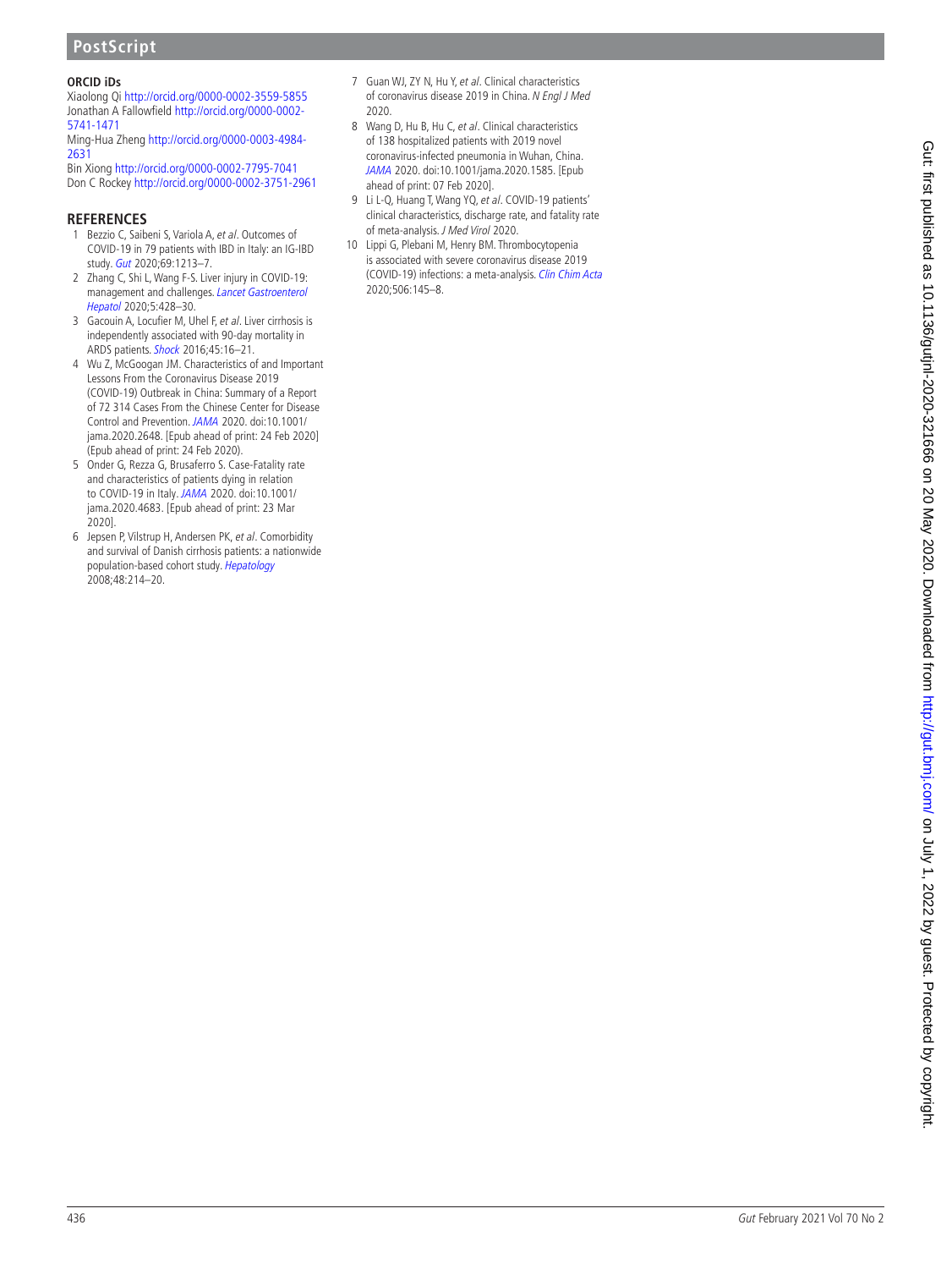**ORCID iDs**

Xiaolong Qi http://orcid.org/0000-0002-3559-5855
Jonathan A Fallowfield http://orcid.org/0000-0002-5741-1471
Ming-Hua Zheng http://orcid.org/0000-0003-4984-2631
Bin Xiong http://orcid.org/0000-0002-7795-7041
Don C Rockey http://orcid.org/0000-0002-3751-2961

## REFERENCES

1. Bezzio C, Saibeni S, Variola A, *et al*. Outcomes of COVID-19 in 79 patients with IBD in Italy: an IG-IBD study. *Gut* 2020;69:1213–7.
2. Zhang C, Shi L, Wang F-S. Liver injury in COVID-19: management and challenges. *Lancet Gastroenterol Hepatol* 2020;5:428–30.
3. Gacouin A, Locufier M, Uhel F, *et al*. Liver cirrhosis is independently associated with 90-day mortality in ARDS patients. *Shock* 2016;45:16–21.
4. Wu Z, McGoogan JM. Characteristics of and Important Lessons From the Coronavirus Disease 2019 (COVID-19) Outbreak in China: Summary of a Report of 72 314 Cases From the Chinese Center for Disease Control and Prevention. *JAMA* 2020. doi:10.1001/jama.2020.2648. [Epub ahead of print: 24 Feb 2020] (Epub ahead of print: 24 Feb 2020).
5. Onder G, Rezza G, Brusaferro S. Case-Fatality rate and characteristics of patients dying in relation to COVID-19 in Italy. *JAMA* 2020. doi:10.1001/jama.2020.4683. [Epub ahead of print: 23 Mar 2020].
6. Jepsen P, Vilstrup H, Andersen PK, *et al*. Comorbidity and survival of Danish cirrhosis patients: a nationwide population-based cohort study. *Hepatology* 2008;48:214–20.
7. Guan WJ, ZY N, Hu Y, *et al*. Clinical characteristics of coronavirus disease 2019 in China. *N Engl J Med* 2020.
8. Wang D, Hu B, Hu C, *et al*. Clinical characteristics of 138 hospitalized patients with 2019 novel coronavirus-infected pneumonia in Wuhan, China. *JAMA* 2020. doi:10.1001/jama.2020.1585. [Epub ahead of print: 07 Feb 2020].
9. Li L-Q, Huang T, Wang YQ, *et al*. COVID-19 patients' clinical characteristics, discharge rate, and fatality rate of meta-analysis. *J Med Virol* 2020.
10. Lippi G, Plebani M, Henry BM. Thrombocytopenia is associated with severe coronavirus disease 2019 (COVID-19) infections: a meta-analysis. *Clin Chim Acta* 2020;506:145–8.